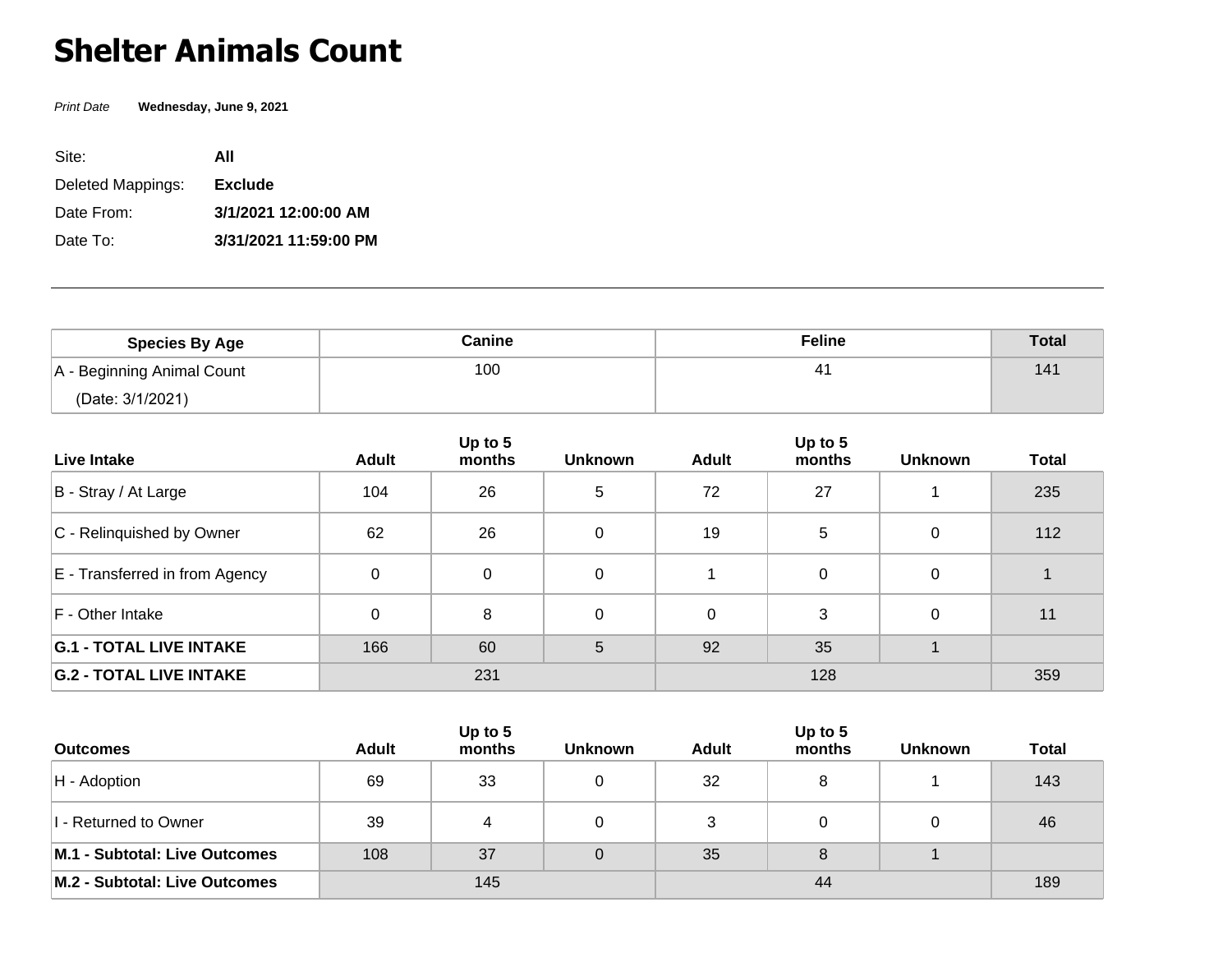# Shelter Animals Count

*Print Date* **Wednesday, June 9, 2021**

Site: **All**

Deleted Mappings: **Exclude**

Date From: **3/1/2021 12:00:00 AM**

Date To: **3/31/2021 11:59:00 PM**

---

| Species By Age | Canine | | | Feline | | | Total |
|---|---|---|---|---|---|---|---|
| A - Beginning Animal Count (Date: 3/1/2021) | 100 | | | 41 | | | 141 |

| Live Intake | Adult | Up to 5 months | Unknown | Adult | Up to 5 months | Unknown | Total |
|---|---|---|---|---|---|---|---|
| B - Stray / At Large | 104 | 26 | 5 | 72 | 27 | 1 | 235 |
| C - Relinquished by Owner | 62 | 26 | 0 | 19 | 5 | 0 | 112 |
| E - Transferred in from Agency | 0 | 0 | 0 | 1 | 0 | 0 | 1 |
| F - Other Intake | 0 | 8 | 0 | 0 | 3 | 0 | 11 |
| **G.1 - TOTAL LIVE INTAKE** | 166 | 60 | 5 | 92 | 35 | 1 | |
| **G.2 - TOTAL LIVE INTAKE** | 231 | | | 128 | | | 359 |

| Outcomes | Adult | Up to 5 months | Unknown | Adult | Up to 5 months | Unknown | Total |
|---|---|---|---|---|---|---|---|
| H - Adoption | 69 | 33 | 0 | 32 | 8 | 1 | 143 |
| I - Returned to Owner | 39 | 4 | 0 | 3 | 0 | 0 | 46 |
| **M.1 - Subtotal: Live Outcomes** | 108 | 37 | 0 | 35 | 8 | 1 | |
| **M.2 - Subtotal: Live Outcomes** | 145 | | | 44 | | | 189 |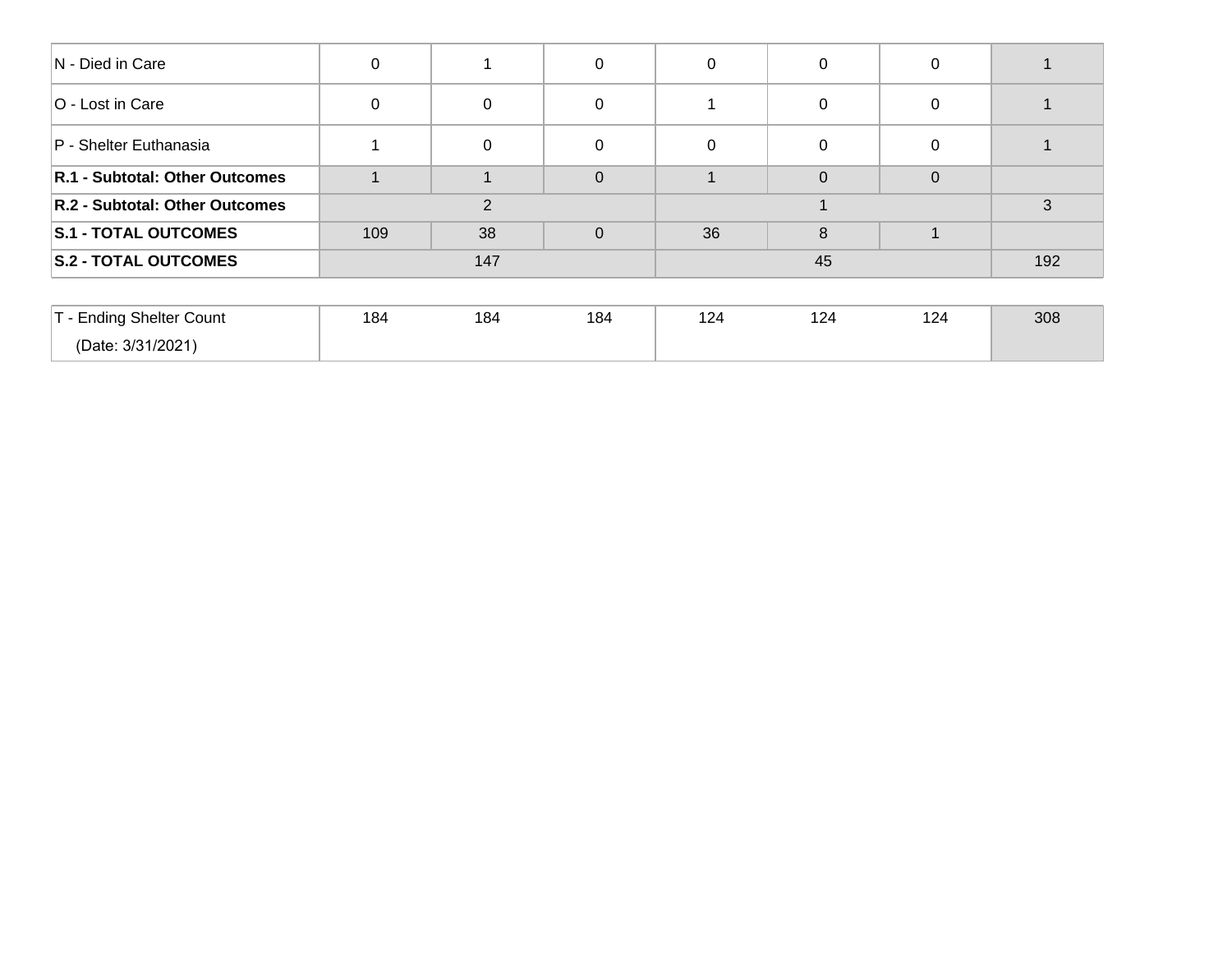| | | | | | | | |
|---|---|---|---|---|---|---|---|
| N - Died in Care | 0 | 1 | 0 | 0 | 0 | 0 | 1 |
| O - Lost in Care | 0 | 0 | 0 | 1 | 0 | 0 | 1 |
| P - Shelter Euthanasia | 1 | 0 | 0 | 0 | 0 | 0 | 1 |
| **R.1 - Subtotal: Other Outcomes** | 1 | 1 | 0 | 1 | 0 | 0 | |
| **R.2 - Subtotal: Other Outcomes** | | 2 | | | 1 | | 3 |
| **S.1 - TOTAL OUTCOMES** | 109 | 38 | 0 | 36 | 8 | 1 | |
| **S.2 - TOTAL OUTCOMES** | | 147 | | | 45 | | 192 |

| | | | | | | | |
|---|---|---|---|---|---|---|---|
| T - Ending Shelter Count (Date: 3/31/2021) | 184 | 184 | 184 | 124 | 124 | 124 | 308 |